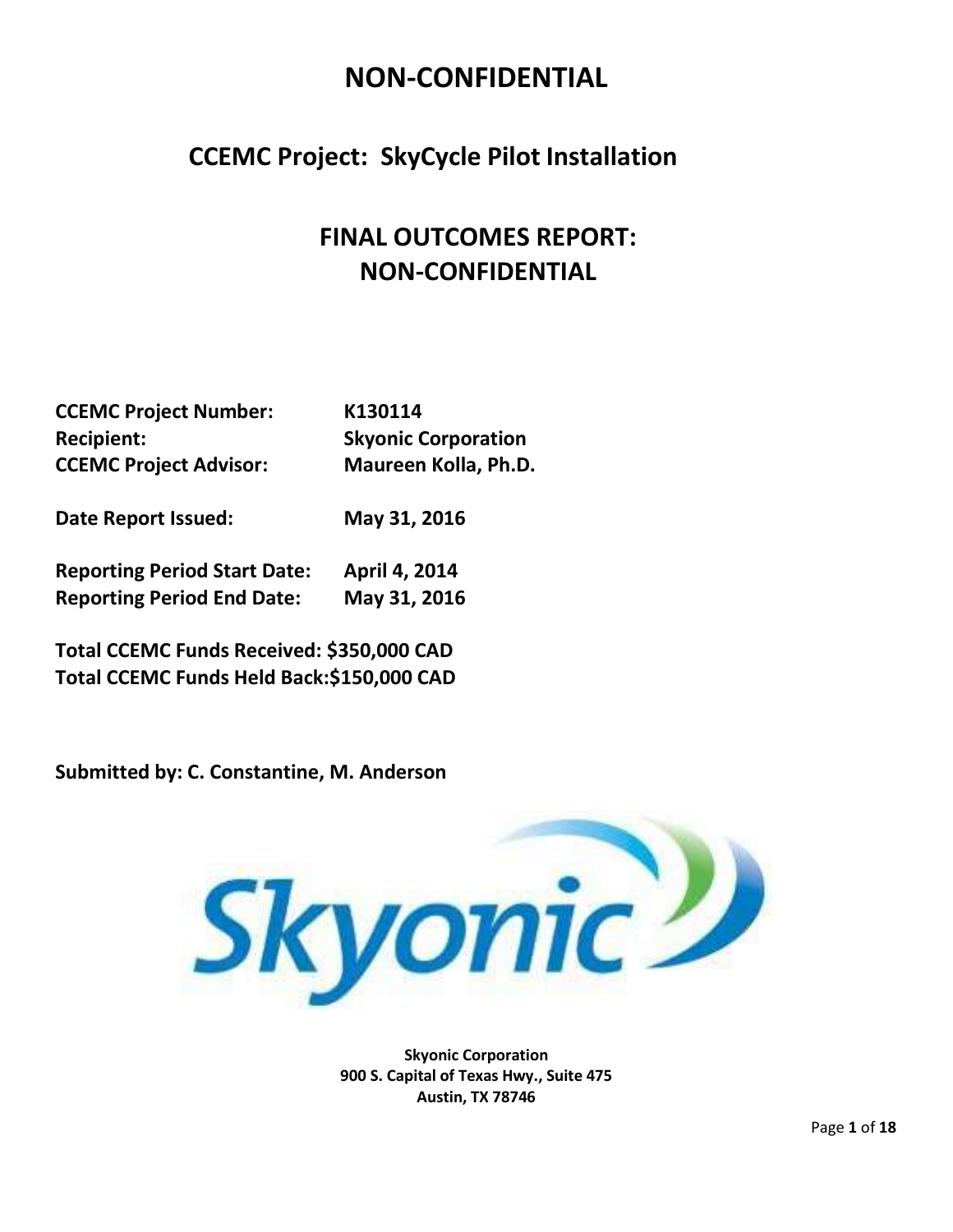# NON-CONFIDENTIAL

## CCEMC Project: SkyCycle Pilot Installation

## FINAL OUTCOMES REPORT: NON-CONFIDENTIAL

**CCEMC Project Number:** K130114
**Recipient:** Skyonic Corporation
**CCEMC Project Advisor:** Maureen Kolla, Ph.D.

**Date Report Issued:** May 31, 2016

**Reporting Period Start Date:** April 4, 2014
**Reporting Period End Date:** May 31, 2016

**Total CCEMC Funds Received: $350,000 CAD**
**Total CCEMC Funds Held Back:$150,000 CAD**

**Submitted by: C. Constantine, M. Anderson**

Skyonic

**Skyonic Corporation**
**900 S. Capital of Texas Hwy., Suite 475**
**Austin, TX 78746**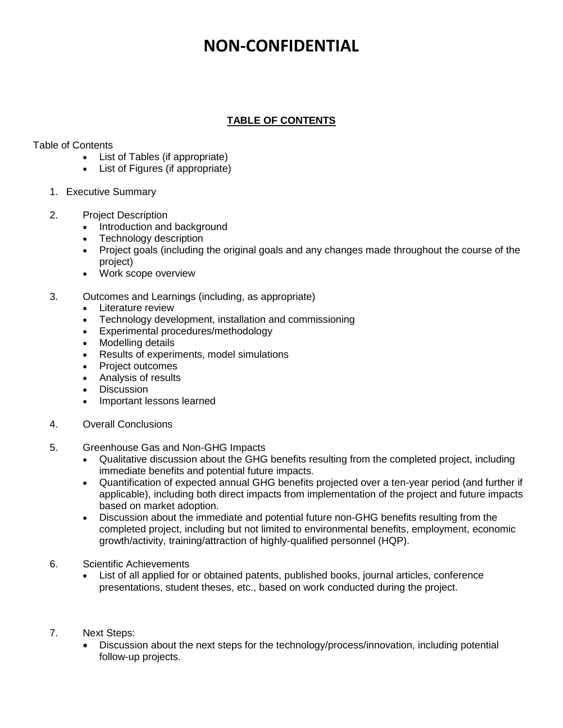# NON-CONFIDENTIAL

## TABLE OF CONTENTS

Table of Contents

- List of Tables (if appropriate)
- List of Figures (if appropriate)

1. Executive Summary

2. Project Description
   - Introduction and background
   - Technology description
   - Project goals (including the original goals and any changes made throughout the course of the project)
   - Work scope overview

3. Outcomes and Learnings (including, as appropriate)
   - Literature review
   - Technology development, installation and commissioning
   - Experimental procedures/methodology
   - Modelling details
   - Results of experiments, model simulations
   - Project outcomes
   - Analysis of results
   - Discussion
   - Important lessons learned

4. Overall Conclusions

5. Greenhouse Gas and Non-GHG Impacts
   - Qualitative discussion about the GHG benefits resulting from the completed project, including immediate benefits and potential future impacts.
   - Quantification of expected annual GHG benefits projected over a ten-year period (and further if applicable), including both direct impacts from implementation of the project and future impacts based on market adoption.
   - Discussion about the immediate and potential future non-GHG benefits resulting from the completed project, including but not limited to environmental benefits, employment, economic growth/activity, training/attraction of highly-qualified personnel (HQP).

6. Scientific Achievements
   - List of all applied for or obtained patents, published books, journal articles, conference presentations, student theses, etc., based on work conducted during the project.

7. Next Steps:
   - Discussion about the next steps for the technology/process/innovation, including potential follow-up projects.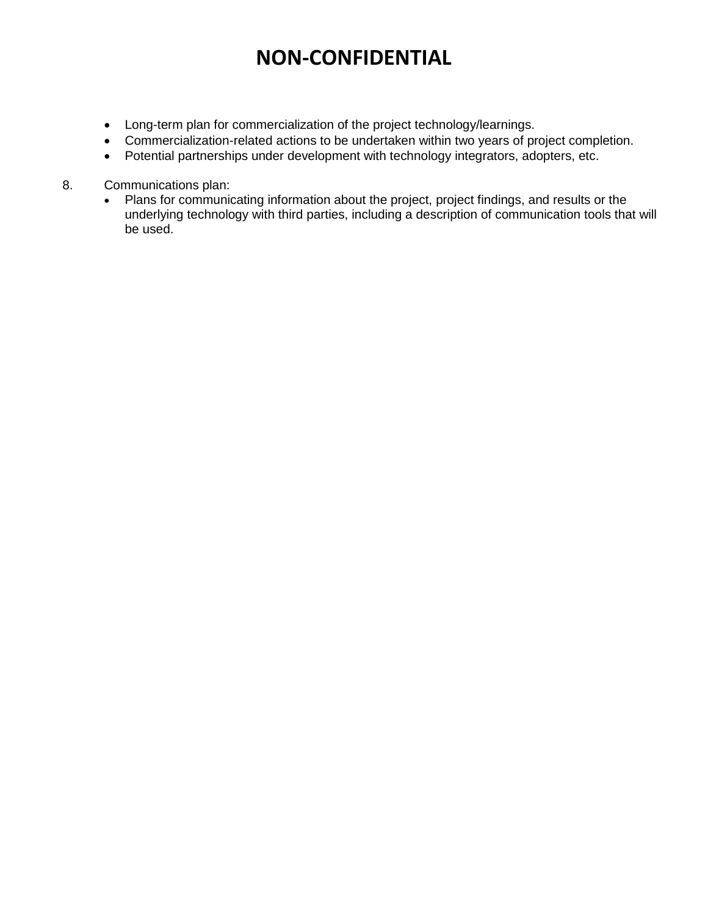- Long-term plan for commercialization of the project technology/learnings.
- Commercialization-related actions to be undertaken within two years of project completion.
- Potential partnerships under development with technology integrators, adopters, etc.

8. Communications plan:
   - Plans for communicating information about the project, project findings, and results or the underlying technology with third parties, including a description of communication tools that will be used.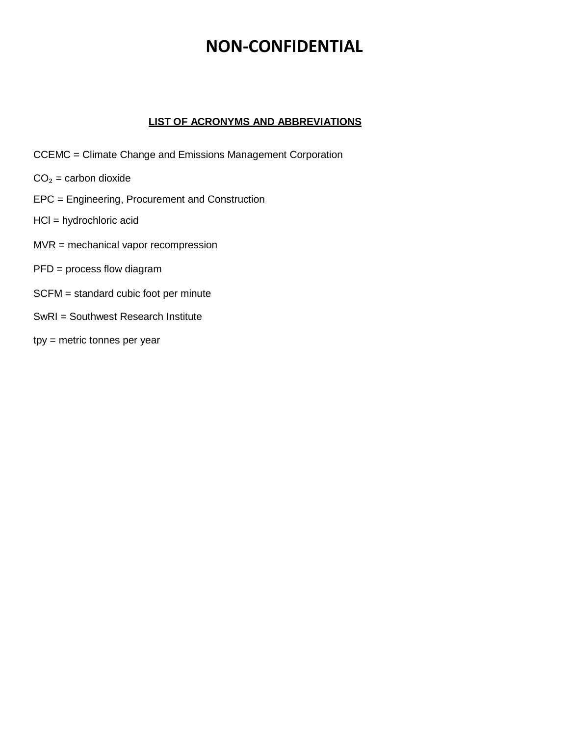**NON-CONFIDENTIAL**

## LIST OF ACRONYMS AND ABBREVIATIONS

CCEMC = Climate Change and Emissions Management Corporation

$CO_2$ = carbon dioxide

EPC = Engineering, Procurement and Construction

HCl = hydrochloric acid

MVR = mechanical vapor recompression

PFD = process flow diagram

SCFM = standard cubic foot per minute

SwRI = Southwest Research Institute

tpy = metric tonnes per year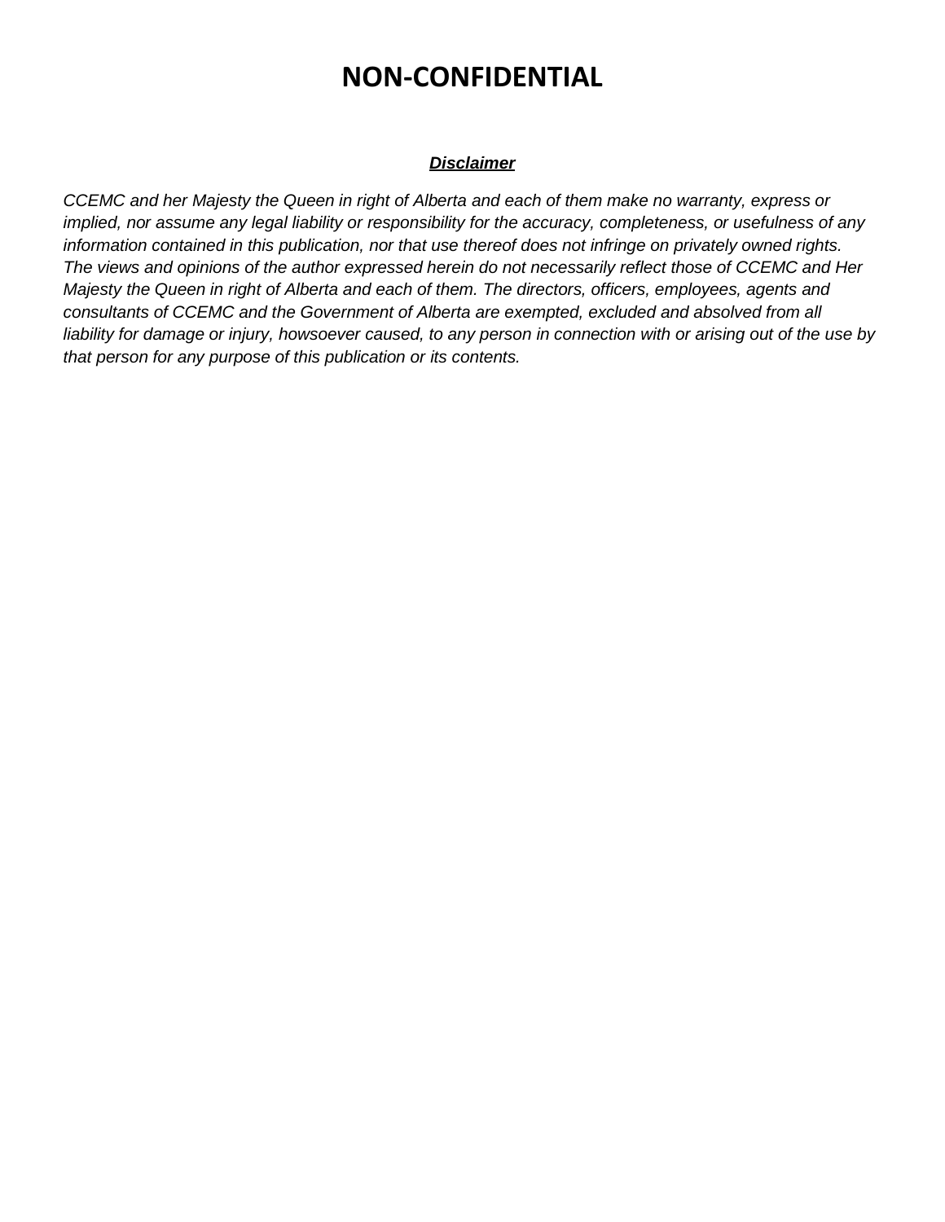# NON-CONFIDENTIAL

***Disclaimer***

*CCEMC and her Majesty the Queen in right of Alberta and each of them make no warranty, express or implied, nor assume any legal liability or responsibility for the accuracy, completeness, or usefulness of any information contained in this publication, nor that use thereof does not infringe on privately owned rights. The views and opinions of the author expressed herein do not necessarily reflect those of CCEMC and Her Majesty the Queen in right of Alberta and each of them. The directors, officers, employees, agents and consultants of CCEMC and the Government of Alberta are exempted, excluded and absolved from all liability for damage or injury, howsoever caused, to any person in connection with or arising out of the use by that person for any purpose of this publication or its contents.*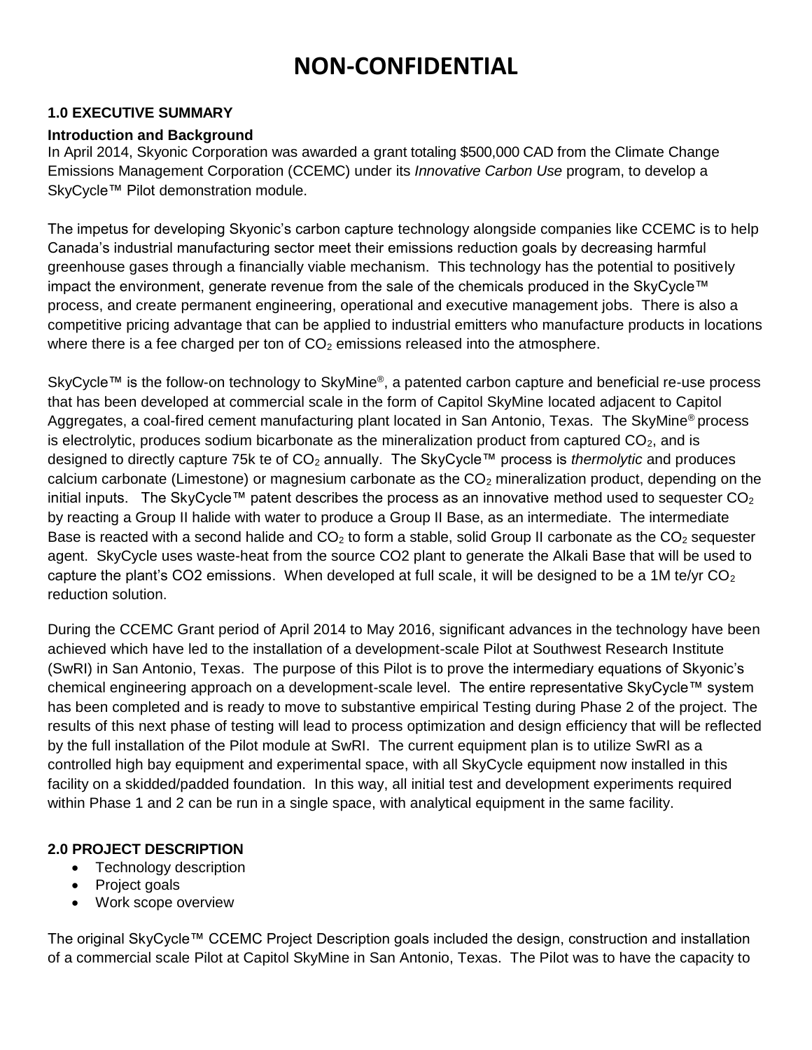# NON-CONFIDENTIAL

### 1.0 EXECUTIVE SUMMARY

**Introduction and Background**

In April 2014, Skyonic Corporation was awarded a grant totaling $500,000 CAD from the Climate Change Emissions Management Corporation (CCEMC) under its *Innovative Carbon Use* program, to develop a SkyCycle™ Pilot demonstration module.

The impetus for developing Skyonic's carbon capture technology alongside companies like CCEMC is to help Canada's industrial manufacturing sector meet their emissions reduction goals by decreasing harmful greenhouse gases through a financially viable mechanism. This technology has the potential to positively impact the environment, generate revenue from the sale of the chemicals produced in the SkyCycle™ process, and create permanent engineering, operational and executive management jobs. There is also a competitive pricing advantage that can be applied to industrial emitters who manufacture products in locations where there is a fee charged per ton of $CO_2$ emissions released into the atmosphere.

SkyCycle™ is the follow-on technology to SkyMine®, a patented carbon capture and beneficial re-use process that has been developed at commercial scale in the form of Capitol SkyMine located adjacent to Capitol Aggregates, a coal-fired cement manufacturing plant located in San Antonio, Texas. The SkyMine® process is electrolytic, produces sodium bicarbonate as the mineralization product from captured $CO_2$, and is designed to directly capture 75k te of $CO_2$ annually. The SkyCycle™ process is *thermolytic* and produces calcium carbonate (Limestone) or magnesium carbonate as the $CO_2$ mineralization product, depending on the initial inputs. The SkyCycle™ patent describes the process as an innovative method used to sequester $CO_2$ by reacting a Group II halide with water to produce a Group II Base, as an intermediate. The intermediate Base is reacted with a second halide and $CO_2$ to form a stable, solid Group II carbonate as the $CO_2$ sequester agent. SkyCycle uses waste-heat from the source CO2 plant to generate the Alkali Base that will be used to capture the plant's CO2 emissions. When developed at full scale, it will be designed to be a 1M te/yr $CO_2$ reduction solution.

During the CCEMC Grant period of April 2014 to May 2016, significant advances in the technology have been achieved which have led to the installation of a development-scale Pilot at Southwest Research Institute (SwRI) in San Antonio, Texas. The purpose of this Pilot is to prove the intermediary equations of Skyonic's chemical engineering approach on a development-scale level. The entire representative SkyCycle™ system has been completed and is ready to move to substantive empirical Testing during Phase 2 of the project. The results of this next phase of testing will lead to process optimization and design efficiency that will be reflected by the full installation of the Pilot module at SwRI. The current equipment plan is to utilize SwRI as a controlled high bay equipment and experimental space, with all SkyCycle equipment now installed in this facility on a skidded/padded foundation. In this way, all initial test and development experiments required within Phase 1 and 2 can be run in a single space, with analytical equipment in the same facility.

### 2.0 PROJECT DESCRIPTION

- Technology description
- Project goals
- Work scope overview

The original SkyCycle™ CCEMC Project Description goals included the design, construction and installation of a commercial scale Pilot at Capitol SkyMine in San Antonio, Texas. The Pilot was to have the capacity to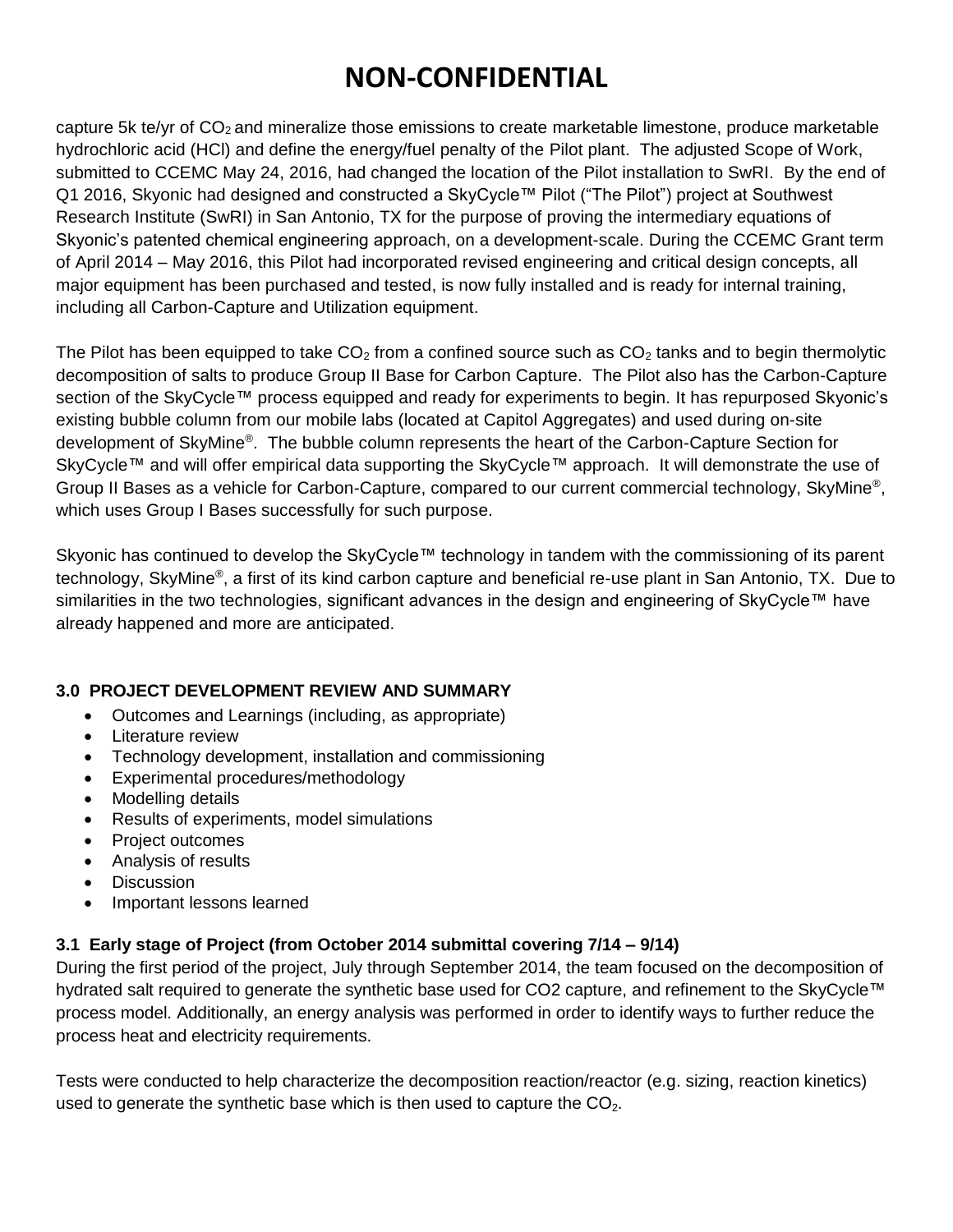# NON-CONFIDENTIAL

capture 5k te/yr of $CO_2$ and mineralize those emissions to create marketable limestone, produce marketable hydrochloric acid (HCl) and define the energy/fuel penalty of the Pilot plant. The adjusted Scope of Work, submitted to CCEMC May 24, 2016, had changed the location of the Pilot installation to SwRI. By the end of Q1 2016, Skyonic had designed and constructed a SkyCycle™ Pilot ("The Pilot") project at Southwest Research Institute (SwRI) in San Antonio, TX for the purpose of proving the intermediary equations of Skyonic's patented chemical engineering approach, on a development-scale. During the CCEMC Grant term of April 2014 – May 2016, this Pilot had incorporated revised engineering and critical design concepts, all major equipment has been purchased and tested, is now fully installed and is ready for internal training, including all Carbon-Capture and Utilization equipment.

The Pilot has been equipped to take $CO_2$ from a confined source such as $CO_2$ tanks and to begin thermolytic decomposition of salts to produce Group II Base for Carbon Capture. The Pilot also has the Carbon-Capture section of the SkyCycle™ process equipped and ready for experiments to begin. It has repurposed Skyonic's existing bubble column from our mobile labs (located at Capitol Aggregates) and used during on-site development of SkyMine®. The bubble column represents the heart of the Carbon-Capture Section for SkyCycle™ and will offer empirical data supporting the SkyCycle™ approach. It will demonstrate the use of Group II Bases as a vehicle for Carbon-Capture, compared to our current commercial technology, SkyMine®, which uses Group I Bases successfully for such purpose.

Skyonic has continued to develop the SkyCycle™ technology in tandem with the commissioning of its parent technology, SkyMine®, a first of its kind carbon capture and beneficial re-use plant in San Antonio, TX. Due to similarities in the two technologies, significant advances in the design and engineering of SkyCycle™ have already happened and more are anticipated.

### 3.0 PROJECT DEVELOPMENT REVIEW AND SUMMARY

- Outcomes and Learnings (including, as appropriate)
- Literature review
- Technology development, installation and commissioning
- Experimental procedures/methodology
- Modelling details
- Results of experiments, model simulations
- Project outcomes
- Analysis of results
- Discussion
- Important lessons learned

### 3.1 Early stage of Project (from October 2014 submittal covering 7/14 – 9/14)

During the first period of the project, July through September 2014, the team focused on the decomposition of hydrated salt required to generate the synthetic base used for CO2 capture, and refinement to the SkyCycle™ process model. Additionally, an energy analysis was performed in order to identify ways to further reduce the process heat and electricity requirements.

Tests were conducted to help characterize the decomposition reaction/reactor (e.g. sizing, reaction kinetics) used to generate the synthetic base which is then used to capture the $CO_2$.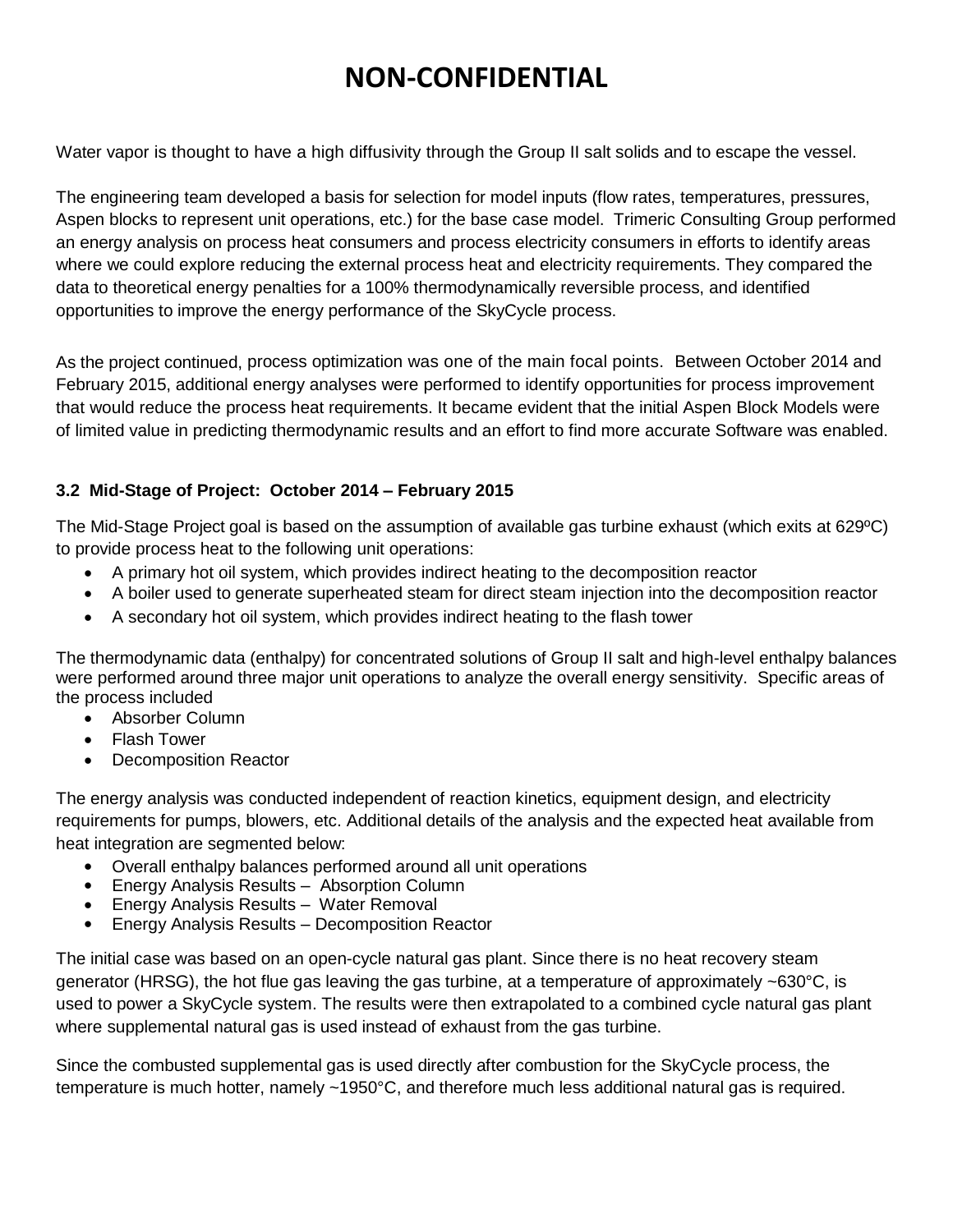# NON-CONFIDENTIAL

Water vapor is thought to have a high diffusivity through the Group II salt solids and to escape the vessel.

The engineering team developed a basis for selection for model inputs (flow rates, temperatures, pressures, Aspen blocks to represent unit operations, etc.) for the base case model. Trimeric Consulting Group performed an energy analysis on process heat consumers and process electricity consumers in efforts to identify areas where we could explore reducing the external process heat and electricity requirements. They compared the data to theoretical energy penalties for a 100% thermodynamically reversible process, and identified opportunities to improve the energy performance of the SkyCycle process.

As the project continued, process optimization was one of the main focal points. Between October 2014 and February 2015, additional energy analyses were performed to identify opportunities for process improvement that would reduce the process heat requirements. It became evident that the initial Aspen Block Models were of limited value in predicting thermodynamic results and an effort to find more accurate Software was enabled.

### 3.2 Mid-Stage of Project: October 2014 – February 2015

The Mid-Stage Project goal is based on the assumption of available gas turbine exhaust (which exits at 629ºC) to provide process heat to the following unit operations:

- A primary hot oil system, which provides indirect heating to the decomposition reactor
- A boiler used to generate superheated steam for direct steam injection into the decomposition reactor
- A secondary hot oil system, which provides indirect heating to the flash tower

The thermodynamic data (enthalpy) for concentrated solutions of Group II salt and high-level enthalpy balances were performed around three major unit operations to analyze the overall energy sensitivity. Specific areas of the process included

- Absorber Column
- Flash Tower
- Decomposition Reactor

The energy analysis was conducted independent of reaction kinetics, equipment design, and electricity requirements for pumps, blowers, etc. Additional details of the analysis and the expected heat available from heat integration are segmented below:

- Overall enthalpy balances performed around all unit operations
- Energy Analysis Results – Absorption Column
- Energy Analysis Results – Water Removal
- Energy Analysis Results – Decomposition Reactor

The initial case was based on an open-cycle natural gas plant. Since there is no heat recovery steam generator (HRSG), the hot flue gas leaving the gas turbine, at a temperature of approximately ~630°C, is used to power a SkyCycle system. The results were then extrapolated to a combined cycle natural gas plant where supplemental natural gas is used instead of exhaust from the gas turbine.

Since the combusted supplemental gas is used directly after combustion for the SkyCycle process, the temperature is much hotter, namely ~1950°C, and therefore much less additional natural gas is required.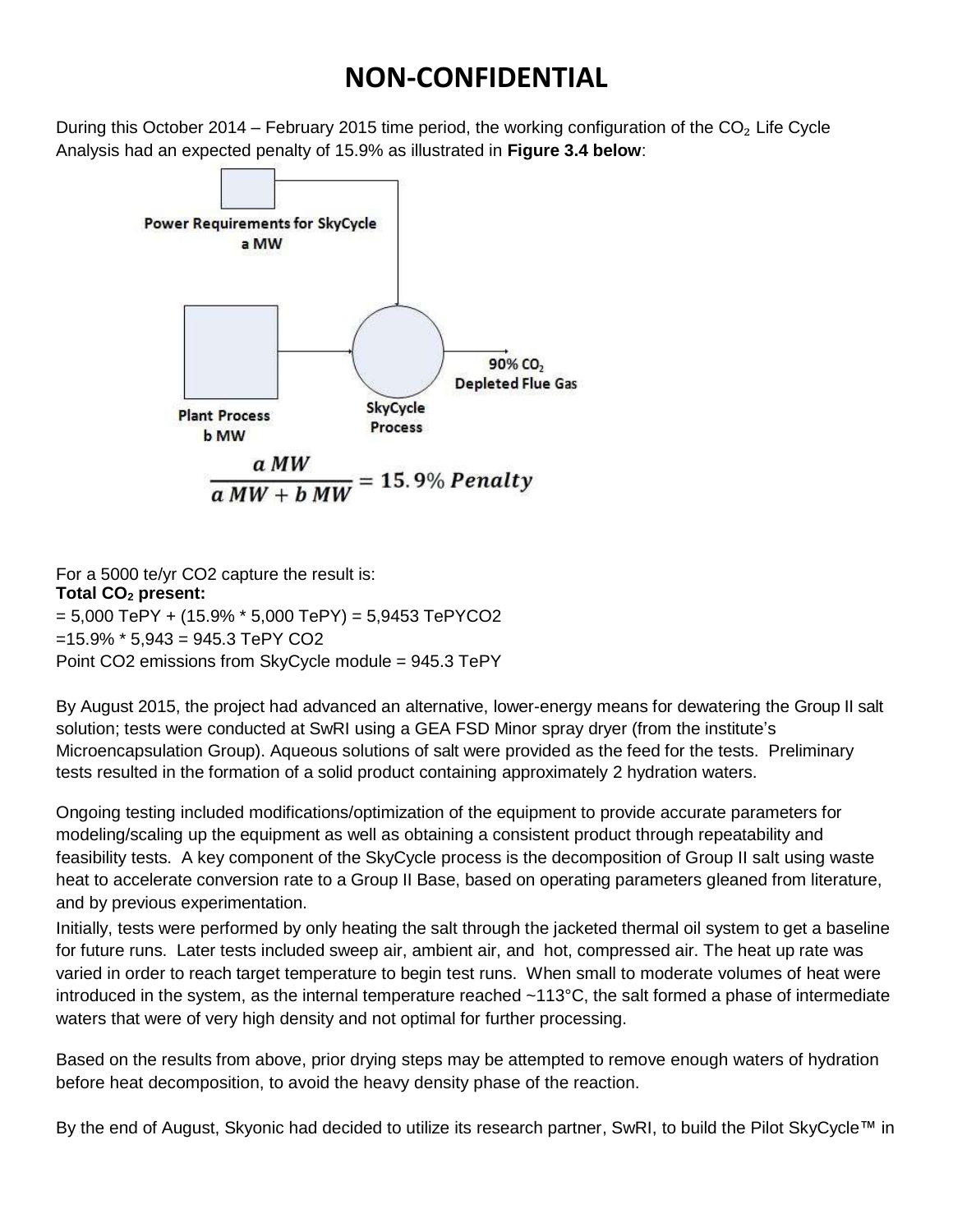# NON-CONFIDENTIAL

During this October 2014 – February 2015 time period, the working configuration of the $CO_2$ Life Cycle Analysis had an expected penalty of 15.9% as illustrated in **Figure 3.4 below**:

Power Requirements for SkyCycle a MW

Plant Process b MW

SkyCycle Process

90% $CO_2$ Depleted Flue Gas

$$\frac{a\ MW}{a\ MW + b\ MW} = 15.9\%\ Penalty$$

For a 5000 te/yr CO2 capture the result is:

**Total $CO_2$ present:**

= 5,000 TePY + (15.9% * 5,000 TePY) = 5,9453 TePYCO2

=15.9% * 5,943 = 945.3 TePY CO2

Point CO2 emissions from SkyCycle module = 945.3 TePY

By August 2015, the project had advanced an alternative, lower-energy means for dewatering the Group II salt solution; tests were conducted at SwRI using a GEA FSD Minor spray dryer (from the institute's Microencapsulation Group). Aqueous solutions of salt were provided as the feed for the tests. Preliminary tests resulted in the formation of a solid product containing approximately 2 hydration waters.

Ongoing testing included modifications/optimization of the equipment to provide accurate parameters for modeling/scaling up the equipment as well as obtaining a consistent product through repeatability and feasibility tests. A key component of the SkyCycle process is the decomposition of Group II salt using waste heat to accelerate conversion rate to a Group II Base, based on operating parameters gleaned from literature, and by previous experimentation.

Initially, tests were performed by only heating the salt through the jacketed thermal oil system to get a baseline for future runs. Later tests included sweep air, ambient air, and hot, compressed air. The heat up rate was varied in order to reach target temperature to begin test runs. When small to moderate volumes of heat were introduced in the system, as the internal temperature reached ~113°C, the salt formed a phase of intermediate waters that were of very high density and not optimal for further processing.

Based on the results from above, prior drying steps may be attempted to remove enough waters of hydration before heat decomposition, to avoid the heavy density phase of the reaction.

By the end of August, Skyonic had decided to utilize its research partner, SwRI, to build the Pilot SkyCycle™ in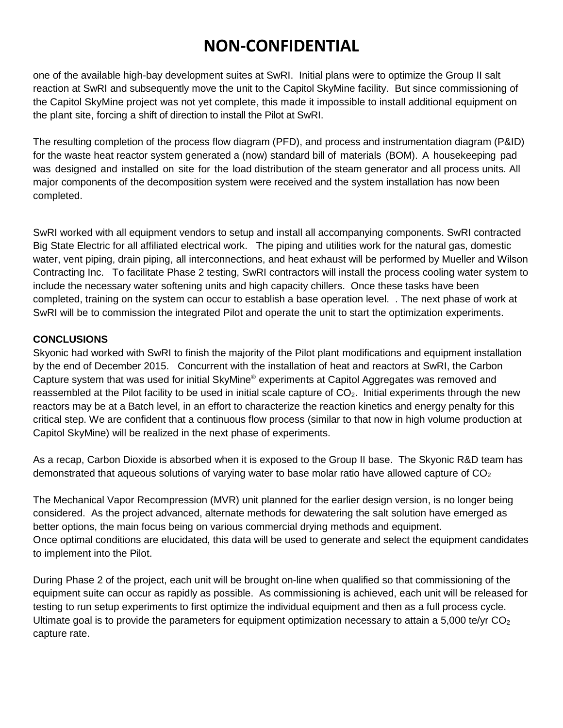# NON-CONFIDENTIAL

one of the available high-bay development suites at SwRI. Initial plans were to optimize the Group II salt reaction at SwRI and subsequently move the unit to the Capitol SkyMine facility. But since commissioning of the Capitol SkyMine project was not yet complete, this made it impossible to install additional equipment on the plant site, forcing a shift of direction to install the Pilot at SwRI.

The resulting completion of the process flow diagram (PFD), and process and instrumentation diagram (P&ID) for the waste heat reactor system generated a (now) standard bill of materials (BOM). A housekeeping pad was designed and installed on site for the load distribution of the steam generator and all process units. All major components of the decomposition system were received and the system installation has now been completed.

SwRI worked with all equipment vendors to setup and install all accompanying components. SwRI contracted Big State Electric for all affiliated electrical work. The piping and utilities work for the natural gas, domestic water, vent piping, drain piping, all interconnections, and heat exhaust will be performed by Mueller and Wilson Contracting Inc. To facilitate Phase 2 testing, SwRI contractors will install the process cooling water system to include the necessary water softening units and high capacity chillers. Once these tasks have been completed, training on the system can occur to establish a base operation level. . The next phase of work at SwRI will be to commission the integrated Pilot and operate the unit to start the optimization experiments.

**CONCLUSIONS**

Skyonic had worked with SwRI to finish the majority of the Pilot plant modifications and equipment installation by the end of December 2015. Concurrent with the installation of heat and reactors at SwRI, the Carbon Capture system that was used for initial SkyMine® experiments at Capitol Aggregates was removed and reassembled at the Pilot facility to be used in initial scale capture of $CO_2$. Initial experiments through the new reactors may be at a Batch level, in an effort to characterize the reaction kinetics and energy penalty for this critical step. We are confident that a continuous flow process (similar to that now in high volume production at Capitol SkyMine) will be realized in the next phase of experiments.

As a recap, Carbon Dioxide is absorbed when it is exposed to the Group II base. The Skyonic R&D team has demonstrated that aqueous solutions of varying water to base molar ratio have allowed capture of $CO_2$

The Mechanical Vapor Recompression (MVR) unit planned for the earlier design version, is no longer being considered. As the project advanced, alternate methods for dewatering the salt solution have emerged as better options, the main focus being on various commercial drying methods and equipment.
Once optimal conditions are elucidated, this data will be used to generate and select the equipment candidates to implement into the Pilot.

During Phase 2 of the project, each unit will be brought on-line when qualified so that commissioning of the equipment suite can occur as rapidly as possible. As commissioning is achieved, each unit will be released for testing to run setup experiments to first optimize the individual equipment and then as a full process cycle. Ultimate goal is to provide the parameters for equipment optimization necessary to attain a 5,000 te/yr $CO_2$ capture rate.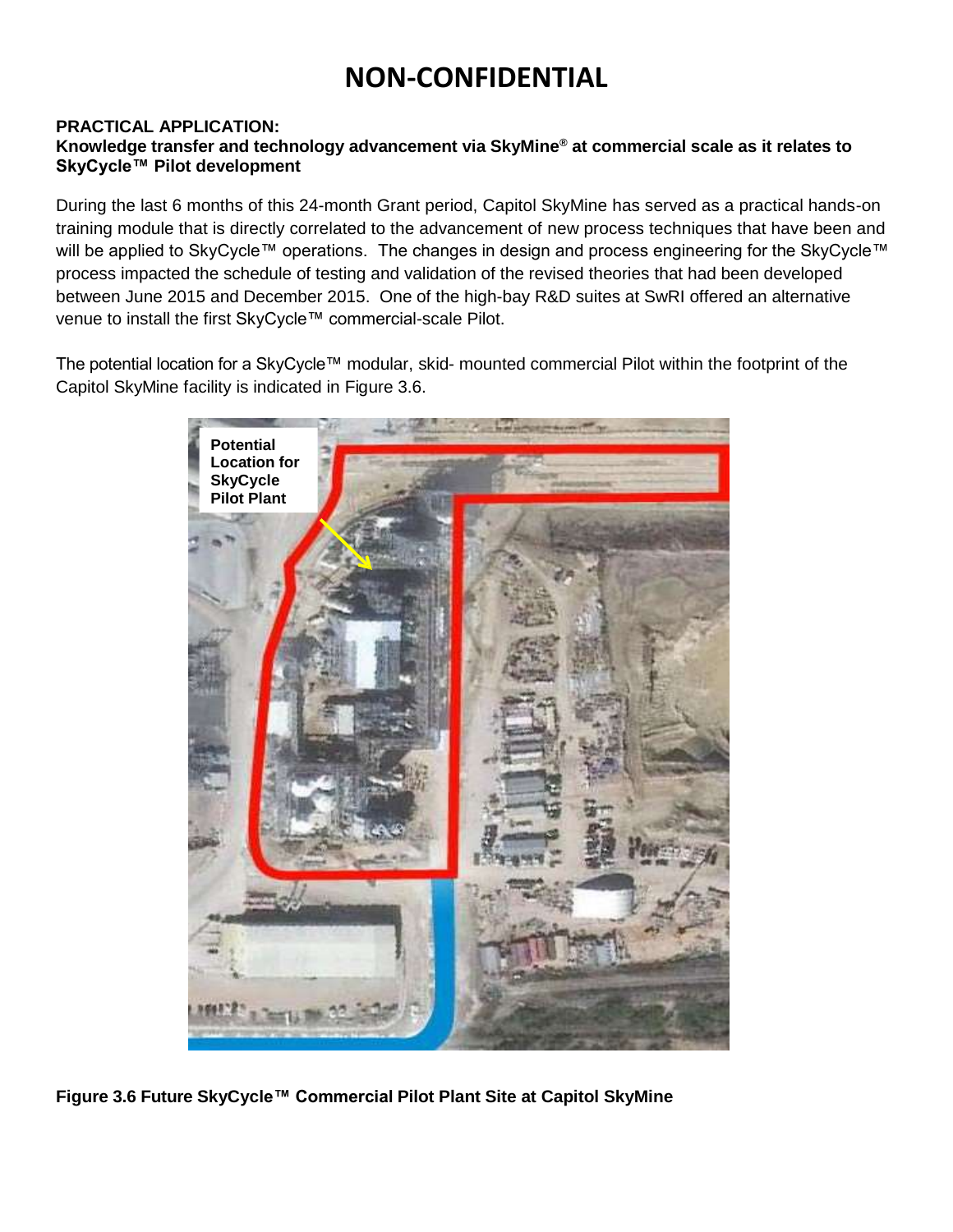# NON-CONFIDENTIAL

**PRACTICAL APPLICATION:**
**Knowledge transfer and technology advancement via SkyMine® at commercial scale as it relates to SkyCycle™ Pilot development**

During the last 6 months of this 24-month Grant period, Capitol SkyMine has served as a practical hands-on training module that is directly correlated to the advancement of new process techniques that have been and will be applied to SkyCycle™ operations. The changes in design and process engineering for the SkyCycle™ process impacted the schedule of testing and validation of the revised theories that had been developed between June 2015 and December 2015. One of the high-bay R&D suites at SwRI offered an alternative venue to install the first SkyCycle™ commercial-scale Pilot.

The potential location for a SkyCycle™ modular, skid- mounted commercial Pilot within the footprint of the Capitol SkyMine facility is indicated in Figure 3.6.

Potential Location for SkyCycle Pilot Plant

**Figure 3.6 Future SkyCycle™ Commercial Pilot Plant Site at Capitol SkyMine**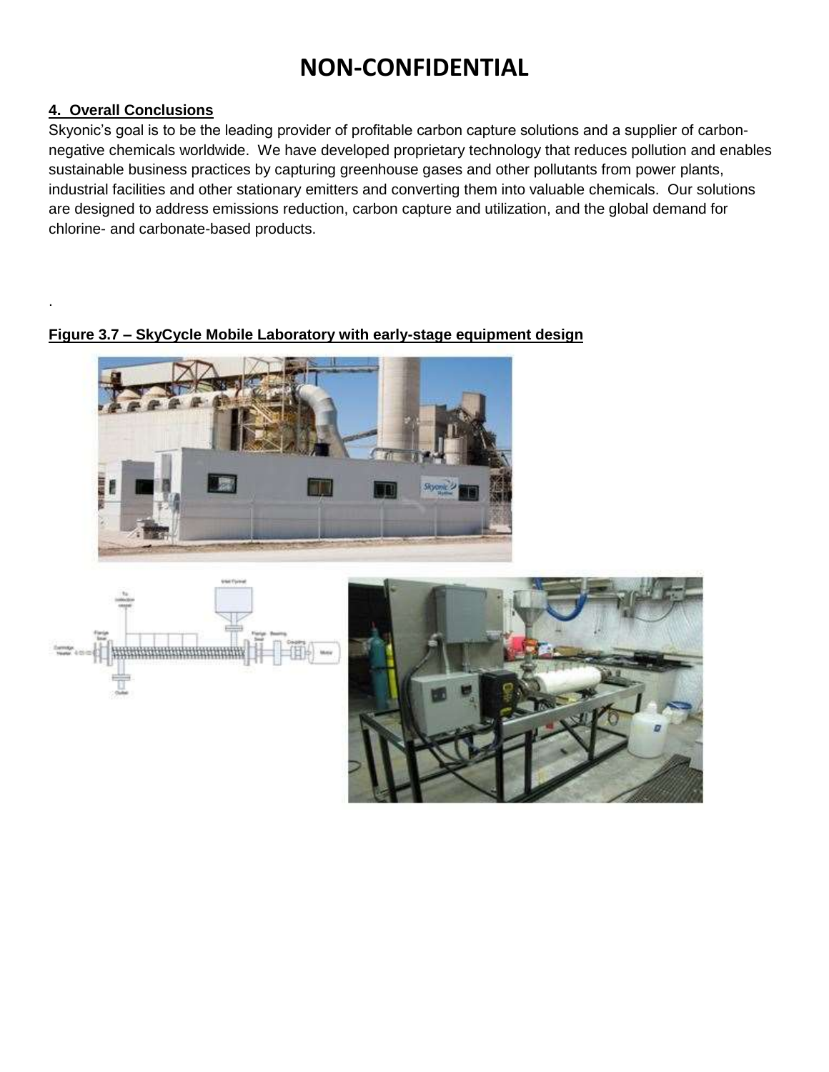# NON-CONFIDENTIAL

## 4. Overall Conclusions

Skyonic's goal is to be the leading provider of profitable carbon capture solutions and a supplier of carbon-negative chemicals worldwide. We have developed proprietary technology that reduces pollution and enables sustainable business practices by capturing greenhouse gases and other pollutants from power plants, industrial facilities and other stationary emitters and converting them into valuable chemicals. Our solutions are designed to address emissions reduction, carbon capture and utilization, and the global demand for chlorine- and carbonate-based products.

.

**Figure 3.7 – SkyCycle Mobile Laboratory with early-stage equipment design**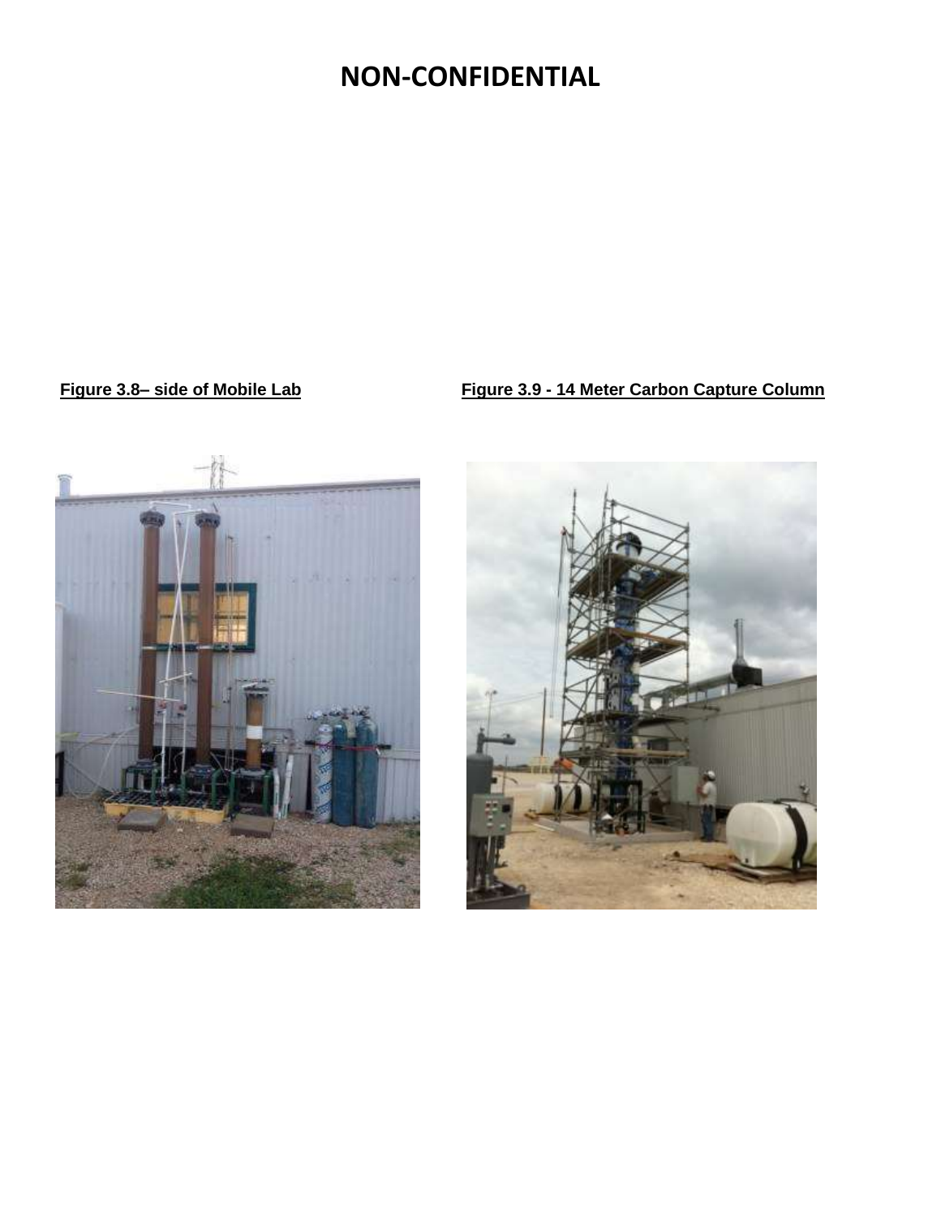# NON-CONFIDENTIAL

**Figure 3.8– side of Mobile Lab**

**Figure 3.9 - 14 Meter Carbon Capture Column**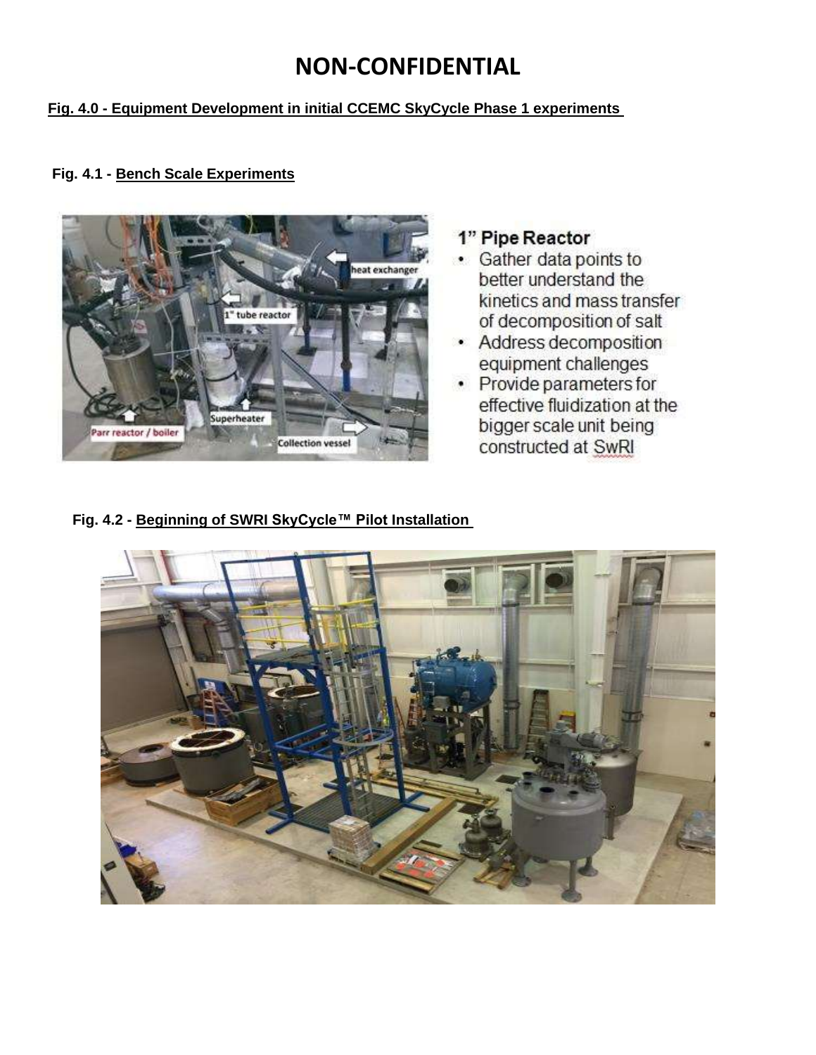# NON-CONFIDENTIAL

**Fig. 4.0 - Equipment Development in initial CCEMC SkyCycle Phase 1 experiments**

**Fig. 4.1 - Bench Scale Experiments**

heat exchanger

1" tube reactor

Superheater

Parr reactor / boiler

Collection vessel

### 1" Pipe Reactor

- Gather data points to better understand the kinetics and mass transfer of decomposition of salt
- Address decomposition equipment challenges
- Provide parameters for effective fluidization at the bigger scale unit being constructed at SwRI

**Fig. 4.2 - Beginning of SWRI SkyCycle™ Pilot Installation**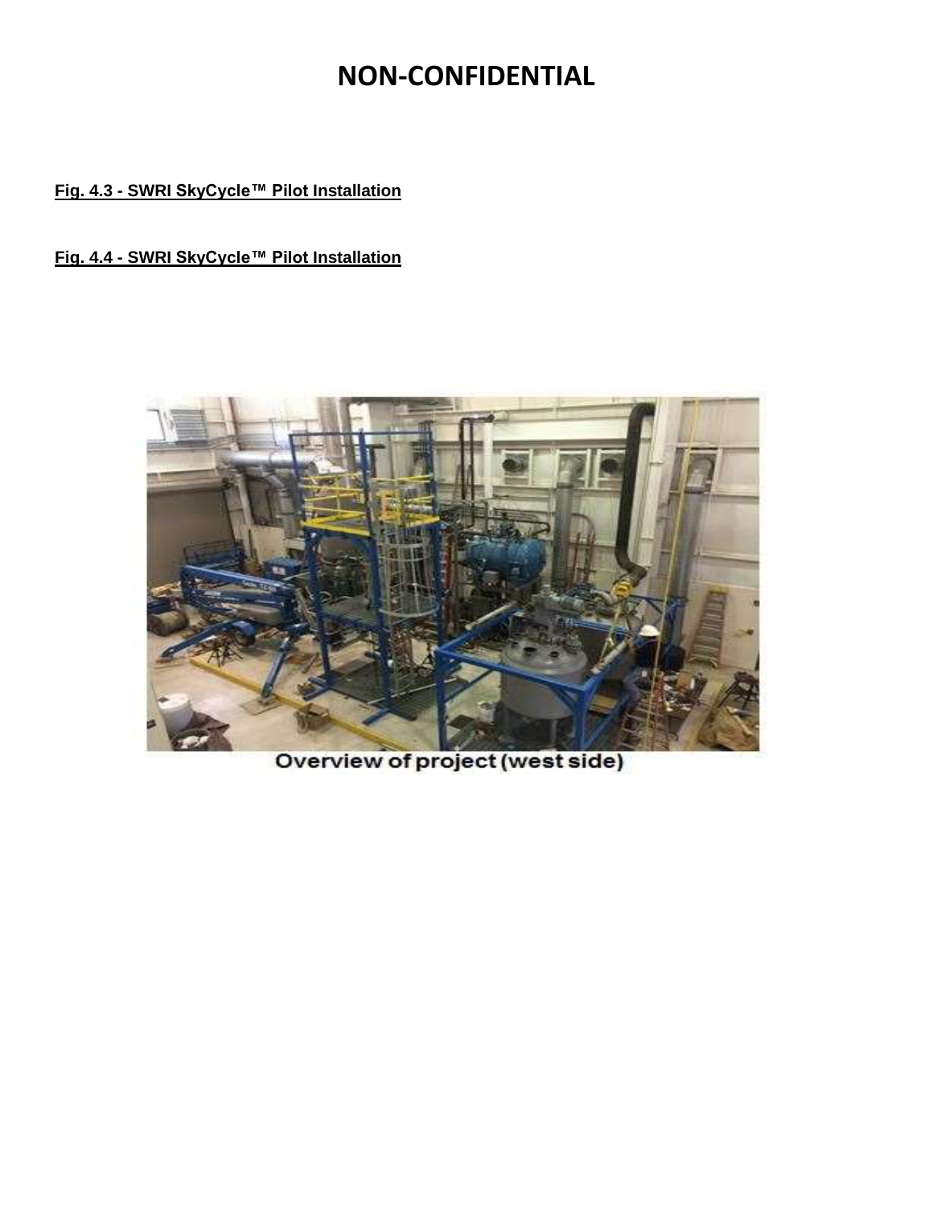# NON-CONFIDENTIAL

**Fig. 4.3 - SWRI SkyCycle™ Pilot Installation**

**Fig. 4.4 - SWRI SkyCycle™ Pilot Installation**

Overview of project (west side)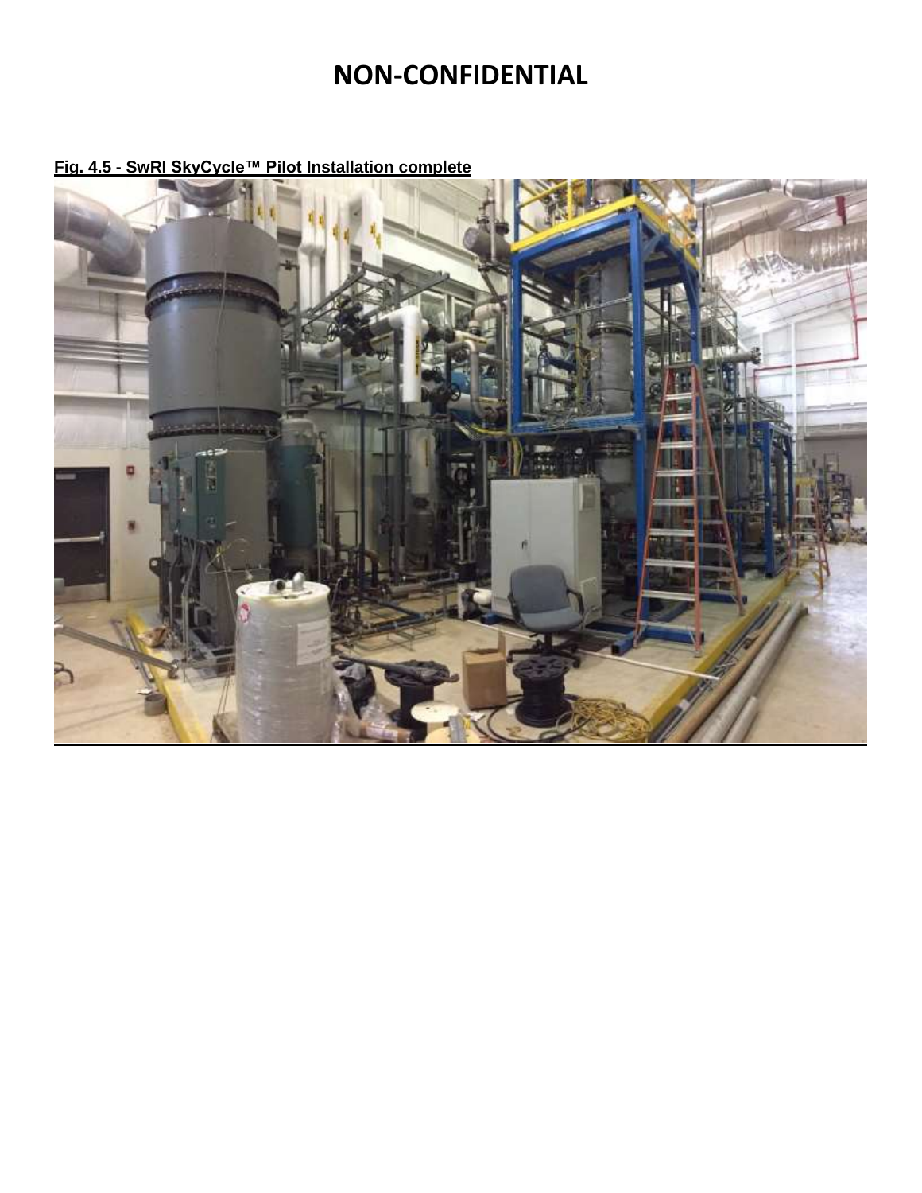# NON-CONFIDENTIAL

**Fig. 4.5 - SwRI SkyCycle™ Pilot Installation complete**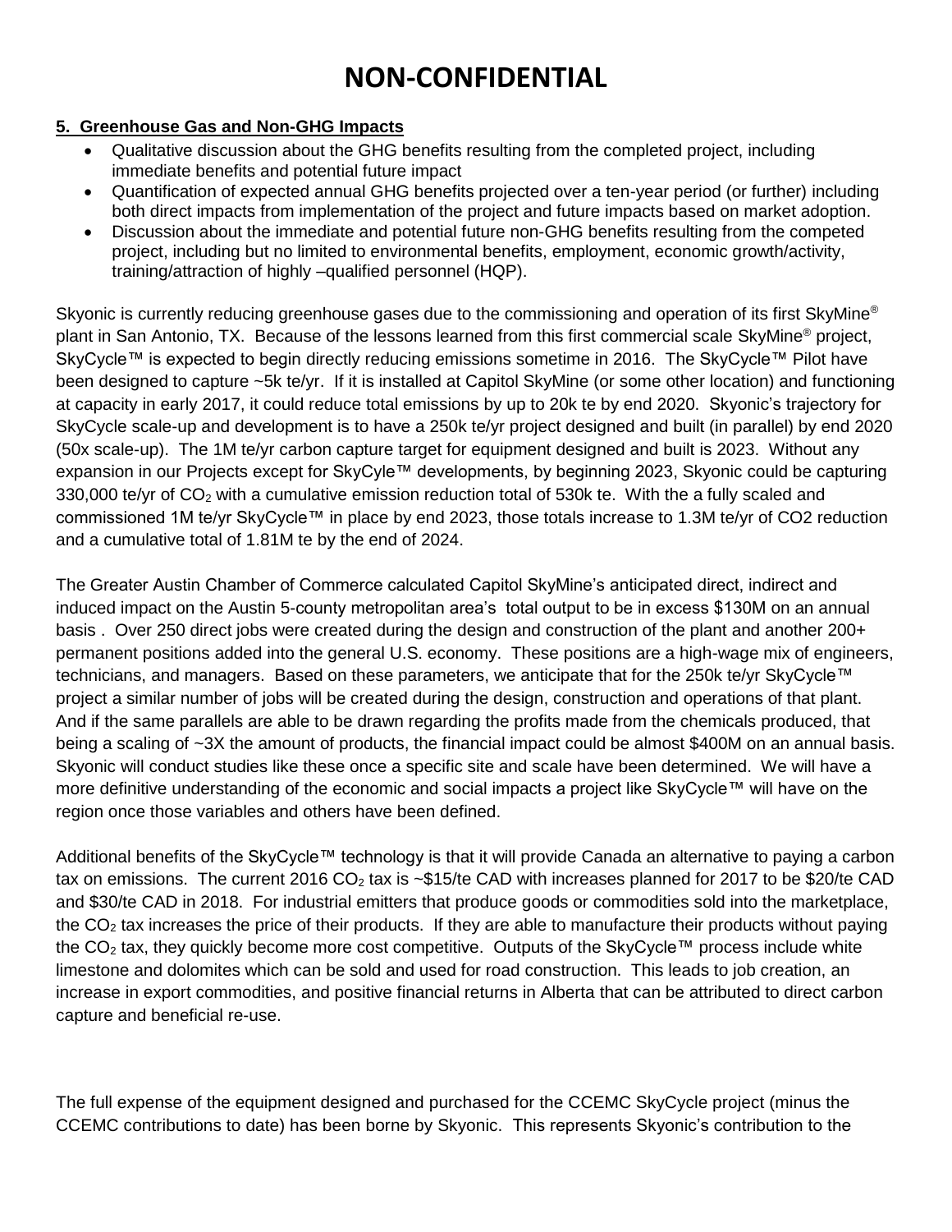# NON-CONFIDENTIAL

**5. Greenhouse Gas and Non-GHG Impacts**

- Qualitative discussion about the GHG benefits resulting from the completed project, including immediate benefits and potential future impact
- Quantification of expected annual GHG benefits projected over a ten-year period (or further) including both direct impacts from implementation of the project and future impacts based on market adoption.
- Discussion about the immediate and potential future non-GHG benefits resulting from the competed project, including but no limited to environmental benefits, employment, economic growth/activity, training/attraction of highly –qualified personnel (HQP).

Skyonic is currently reducing greenhouse gases due to the commissioning and operation of its first SkyMine® plant in San Antonio, TX. Because of the lessons learned from this first commercial scale SkyMine® project, SkyCycle™ is expected to begin directly reducing emissions sometime in 2016. The SkyCycle™ Pilot have been designed to capture ~5k te/yr. If it is installed at Capitol SkyMine (or some other location) and functioning at capacity in early 2017, it could reduce total emissions by up to 20k te by end 2020. Skyonic's trajectory for SkyCycle scale-up and development is to have a 250k te/yr project designed and built (in parallel) by end 2020 (50x scale-up). The 1M te/yr carbon capture target for equipment designed and built is 2023. Without any expansion in our Projects except for SkyCyle™ developments, by beginning 2023, Skyonic could be capturing 330,000 te/yr of $CO_2$ with a cumulative emission reduction total of 530k te. With the a fully scaled and commissioned 1M te/yr SkyCycle™ in place by end 2023, those totals increase to 1.3M te/yr of CO2 reduction and a cumulative total of 1.81M te by the end of 2024.

The Greater Austin Chamber of Commerce calculated Capitol SkyMine's anticipated direct, indirect and induced impact on the Austin 5-county metropolitan area's total output to be in excess $130M on an annual basis . Over 250 direct jobs were created during the design and construction of the plant and another 200+ permanent positions added into the general U.S. economy. These positions are a high-wage mix of engineers, technicians, and managers. Based on these parameters, we anticipate that for the 250k te/yr SkyCycle™ project a similar number of jobs will be created during the design, construction and operations of that plant. And if the same parallels are able to be drawn regarding the profits made from the chemicals produced, that being a scaling of ~3X the amount of products, the financial impact could be almost $400M on an annual basis. Skyonic will conduct studies like these once a specific site and scale have been determined. We will have a more definitive understanding of the economic and social impacts a project like SkyCycle™ will have on the region once those variables and others have been defined.

Additional benefits of the SkyCycle™ technology is that it will provide Canada an alternative to paying a carbon tax on emissions. The current 2016 $CO_2$ tax is ~$15/te CAD with increases planned for 2017 to be $20/te CAD and $30/te CAD in 2018. For industrial emitters that produce goods or commodities sold into the marketplace, the $CO_2$ tax increases the price of their products. If they are able to manufacture their products without paying the $CO_2$ tax, they quickly become more cost competitive. Outputs of the SkyCycle™ process include white limestone and dolomites which can be sold and used for road construction. This leads to job creation, an increase in export commodities, and positive financial returns in Alberta that can be attributed to direct carbon capture and beneficial re-use.

The full expense of the equipment designed and purchased for the CCEMC SkyCycle project (minus the CCEMC contributions to date) has been borne by Skyonic. This represents Skyonic's contribution to the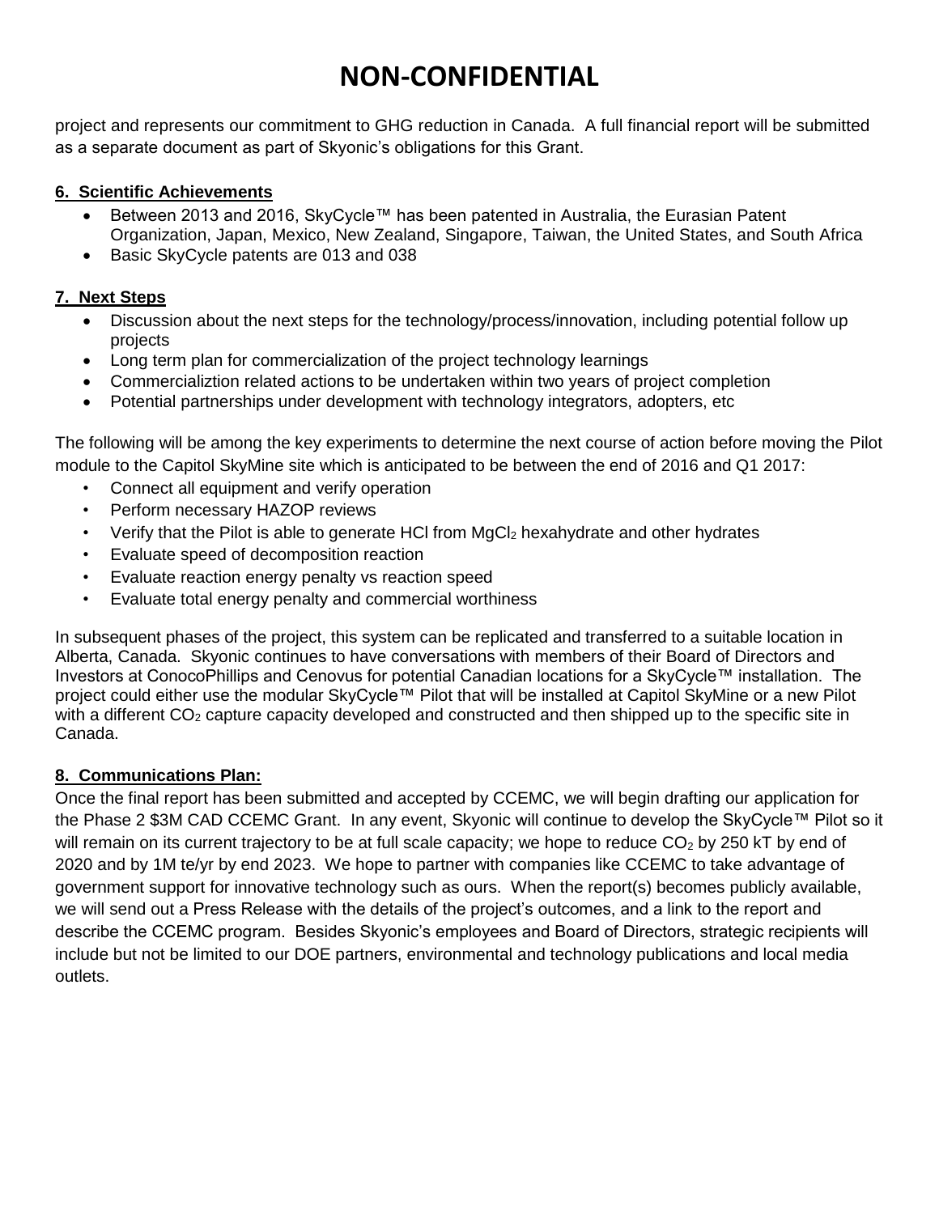# NON-CONFIDENTIAL

project and represents our commitment to GHG reduction in Canada. A full financial report will be submitted as a separate document as part of Skyonic's obligations for this Grant.

## 6. Scientific Achievements

- Between 2013 and 2016, SkyCycle™ has been patented in Australia, the Eurasian Patent Organization, Japan, Mexico, New Zealand, Singapore, Taiwan, the United States, and South Africa
- Basic SkyCycle patents are 013 and 038

## 7. Next Steps

- Discussion about the next steps for the technology/process/innovation, including potential follow up projects
- Long term plan for commercialization of the project technology learnings
- Commercializtion related actions to be undertaken within two years of project completion
- Potential partnerships under development with technology integrators, adopters, etc

The following will be among the key experiments to determine the next course of action before moving the Pilot module to the Capitol SkyMine site which is anticipated to be between the end of 2016 and Q1 2017:

- Connect all equipment and verify operation
- Perform necessary HAZOP reviews
- Verify that the Pilot is able to generate HCl from $MgCl_2$ hexahydrate and other hydrates
- Evaluate speed of decomposition reaction
- Evaluate reaction energy penalty vs reaction speed
- Evaluate total energy penalty and commercial worthiness

In subsequent phases of the project, this system can be replicated and transferred to a suitable location in Alberta, Canada. Skyonic continues to have conversations with members of their Board of Directors and Investors at ConocoPhillips and Cenovus for potential Canadian locations for a SkyCycle™ installation. The project could either use the modular SkyCycle™ Pilot that will be installed at Capitol SkyMine or a new Pilot with a different $CO_2$ capture capacity developed and constructed and then shipped up to the specific site in Canada.

## 8. Communications Plan:

Once the final report has been submitted and accepted by CCEMC, we will begin drafting our application for the Phase 2 $3M CAD CCEMC Grant. In any event, Skyonic will continue to develop the SkyCycle™ Pilot so it will remain on its current trajectory to be at full scale capacity; we hope to reduce $CO_2$ by 250 kT by end of 2020 and by 1M te/yr by end 2023. We hope to partner with companies like CCEMC to take advantage of government support for innovative technology such as ours. When the report(s) becomes publicly available, we will send out a Press Release with the details of the project's outcomes, and a link to the report and describe the CCEMC program. Besides Skyonic's employees and Board of Directors, strategic recipients will include but not be limited to our DOE partners, environmental and technology publications and local media outlets.